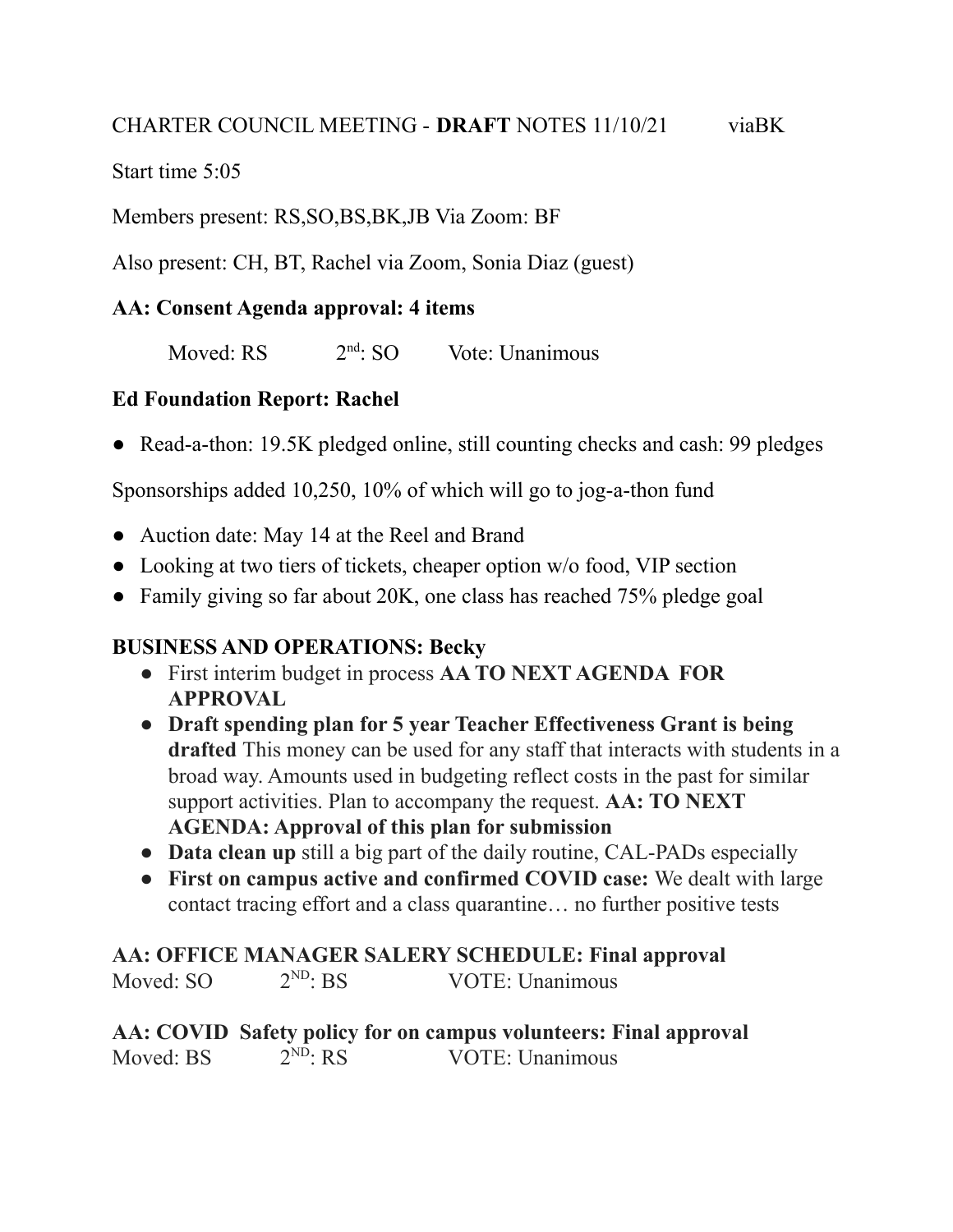CHARTER COUNCIL MEETING - **DRAFT** NOTES 11/10/21 viaBK

Start time 5:05

Members present: RS,SO,BS,BK,JB Via Zoom: BF

Also present: CH, BT, Rachel via Zoom, Sonia Diaz (guest)

**AA: Consent Agenda approval: 4 items**

Moved: RS 2nd: SO Vote: Unanimous

**Ed Foundation Report: Rachel**

- Read-a-thon: 19.5K pledged online, still counting checks and cash: 99 pledges

Sponsorships added 10,250, 10% of which will go to jog-a-thon fund

- Auction date: May 14 at the Reel and Brand
- Looking at two tiers of tickets, cheaper option w/o food, VIP section
- Family giving so far about 20K, one class has reached 75% pledge goal

**BUSINESS AND OPERATIONS: Becky**

- First interim budget in process **AA TO NEXT AGENDA FOR APPROVAL**
- **Draft spending plan for 5 year Teacher Effectiveness Grant is being drafted** This money can be used for any staff that interacts with students in a broad way. Amounts used in budgeting reflect costs in the past for similar support activities. Plan to accompany the request. **AA: TO NEXT AGENDA: Approval of this plan for submission**
- **Data clean up** still a big part of the daily routine, CAL-PADs especially
- **First on campus active and confirmed COVID case:** We dealt with large contact tracing effort and a class quarantine… no further positive tests

**AA: OFFICE MANAGER SALERY SCHEDULE: Final approval**
Moved: SO 2ND: BS VOTE: Unanimous

**AA: COVID Safety policy for on campus volunteers: Final approval**
Moved: BS 2ND: RS VOTE: Unanimous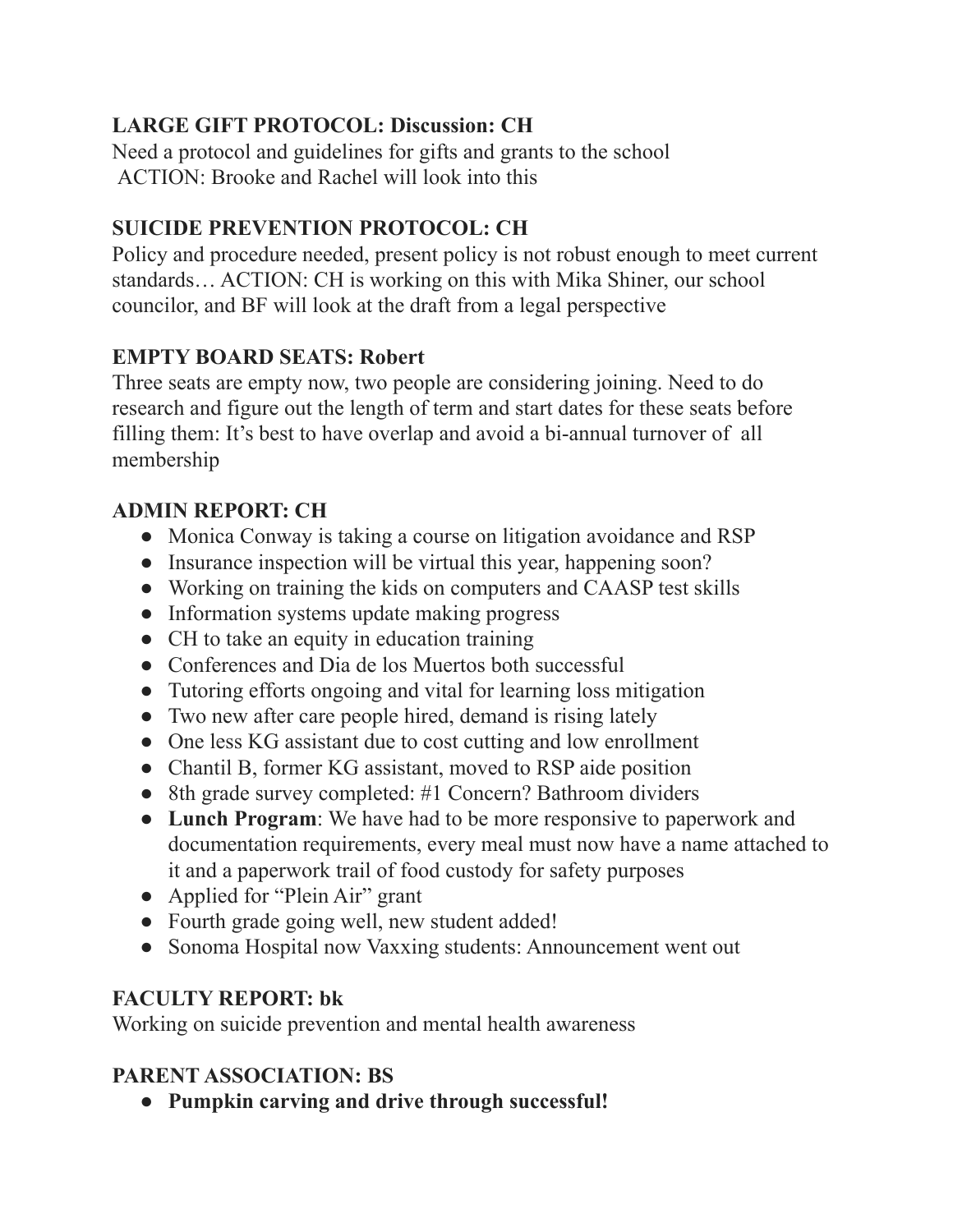**LARGE GIFT PROTOCOL: Discussion: CH**

Need a protocol and guidelines for gifts and grants to the school
ACTION: Brooke and Rachel will look into this

**SUICIDE PREVENTION PROTOCOL: CH**

Policy and procedure needed, present policy is not robust enough to meet current standards… ACTION: CH is working on this with Mika Shiner, our school councilor, and BF will look at the draft from a legal perspective

**EMPTY BOARD SEATS: Robert**

Three seats are empty now, two people are considering joining. Need to do research and figure out the length of term and start dates for these seats before filling them: It's best to have overlap and avoid a bi-annual turnover of all membership

**ADMIN REPORT: CH**

- Monica Conway is taking a course on litigation avoidance and RSP
- Insurance inspection will be virtual this year, happening soon?
- Working on training the kids on computers and CAASP test skills
- Information systems update making progress
- CH to take an equity in education training
- Conferences and Dia de los Muertos both successful
- Tutoring efforts ongoing and vital for learning loss mitigation
- Two new after care people hired, demand is rising lately
- One less KG assistant due to cost cutting and low enrollment
- Chantil B, former KG assistant, moved to RSP aide position
- 8th grade survey completed: #1 Concern? Bathroom dividers
- **Lunch Program**: We have had to be more responsive to paperwork and documentation requirements, every meal must now have a name attached to it and a paperwork trail of food custody for safety purposes
- Applied for "Plein Air" grant
- Fourth grade going well, new student added!
- Sonoma Hospital now Vaxxing students: Announcement went out

**FACULTY REPORT: bk**

Working on suicide prevention and mental health awareness

**PARENT ASSOCIATION: BS**

- **Pumpkin carving and drive through successful!**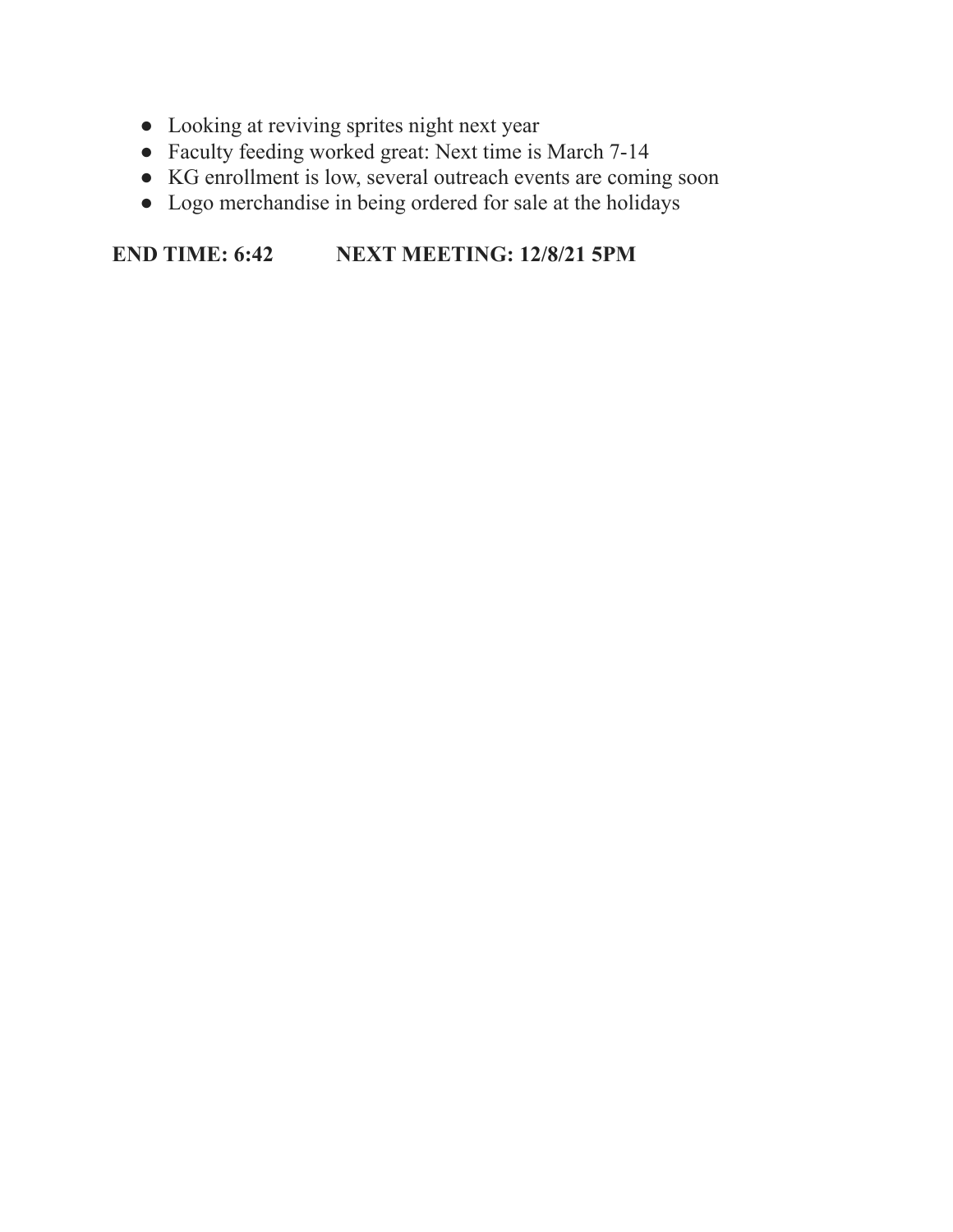- Looking at reviving sprites night next year
- Faculty feeding worked great: Next time is March 7-14
- KG enrollment is low, several outreach events are coming soon
- Logo merchandise in being ordered for sale at the holidays

**END TIME: 6:42 NEXT MEETING: 12/8/21 5PM**